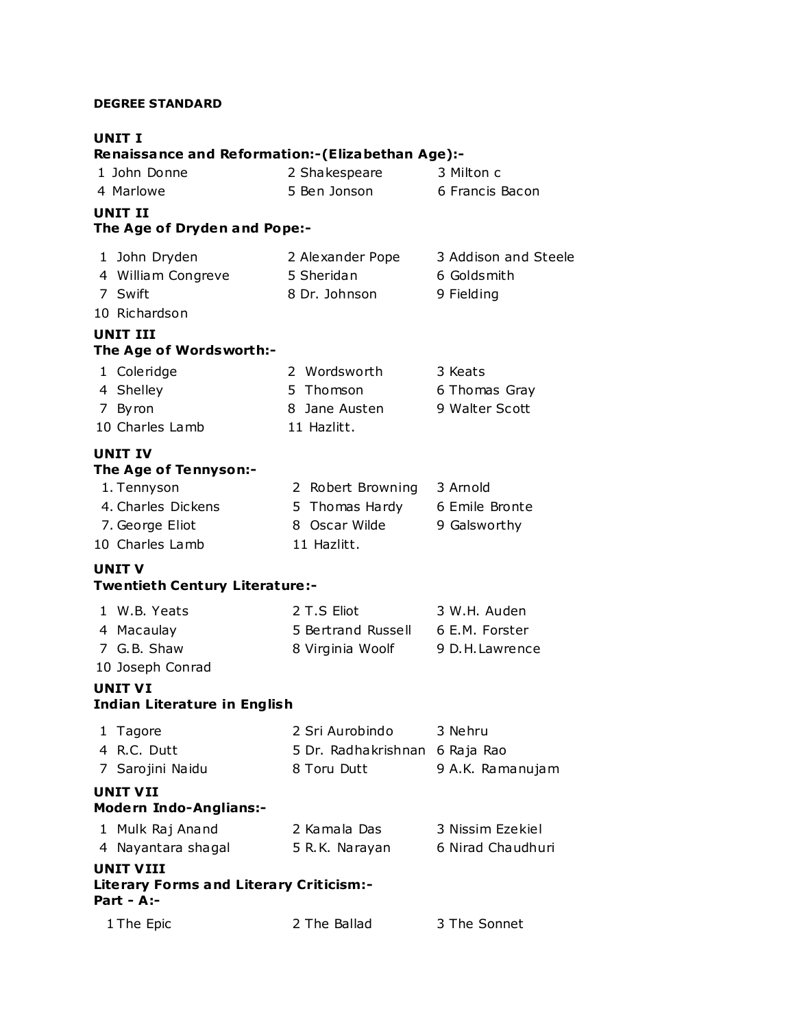**DEGREE STANDARD**

**UNIT I**
**Renaissance and Reformation:-(Elizabethan Age):-**

1 John Donne
2 Shakespeare
3 Milton c
4 Marlowe
5 Ben Jonson
6 Francis Bacon

**UNIT II**
**The Age of Dryden and Pope:-**

1 John Dryden
2 Alexander Pope
3 Addison and Steele
4 William Congreve
5 Sheridan
6 Goldsmith
7 Swift
8 Dr. Johnson
9 Fielding
10 Richardson

**UNIT III**
**The Age of Wordsworth:-**

1 Coleridge
2 Wordsworth
3 Keats
4 Shelley
5 Thomson
6 Thomas Gray
7 Byron
8 Jane Austen
9 Walter Scott
10 Charles Lamb
11 Hazlitt.

**UNIT IV**
**The Age of Tennyson:-**

1. Tennyson
2 Robert Browning
3 Arnold
4. Charles Dickens
5 Thomas Hardy
6 Emile Bronte
7. George Eliot
8 Oscar Wilde
9 Galsworthy
10 Charles Lamb
11 Hazlitt.

**UNIT V**
**Twentieth Century Literature:-**

1 W.B. Yeats
2 T.S Eliot
3 W.H. Auden
4 Macaulay
5 Bertrand Russell
6 E.M. Forster
7 G.B. Shaw
8 Virginia Woolf
9 D.H.Lawrence
10 Joseph Conrad

**UNIT VI**
**Indian Literature in English**

1 Tagore
2 Sri Aurobindo
3 Nehru
4 R.C. Dutt
5 Dr. Radhakrishnan
6 Raja Rao
7 Sarojini Naidu
8 Toru Dutt
9 A.K. Ramanujam

**UNIT VII**
**Modern Indo-Anglians:-**

1 Mulk Raj Anand
2 Kamala Das
3 Nissim Ezekiel
4 Nayantara shagal
5 R.K. Narayan
6 Nirad Chaudhuri

**UNIT VIII**
**Literary Forms and Literary Criticism:-**
**Part - A:-**

1 The Epic
2 The Ballad
3 The Sonnet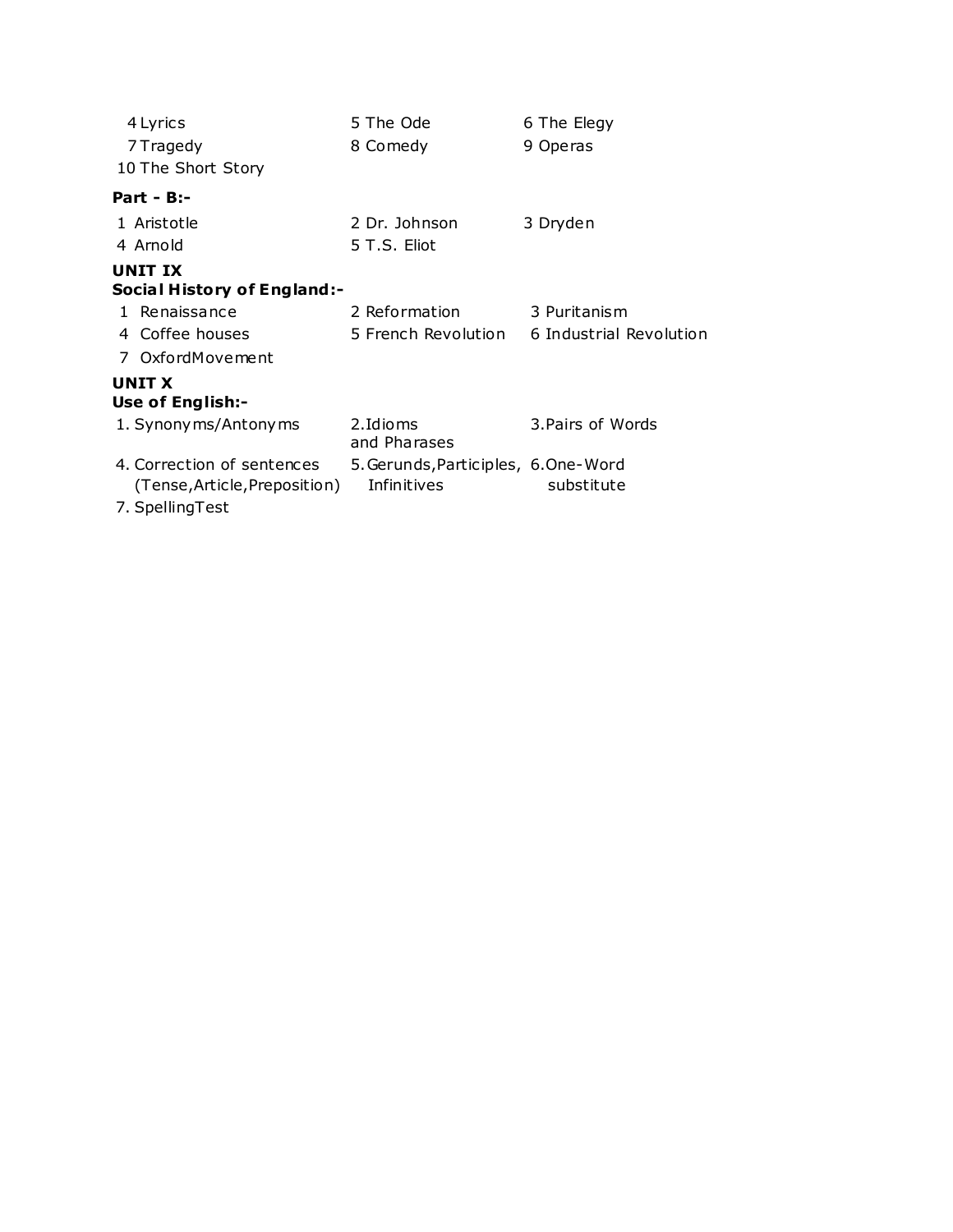4 Lyrics
5 The Ode
6 The Elegy
7 Tragedy
8 Comedy
9 Operas
10 The Short Story

**Part - B:-**

1 Aristotle
2 Dr. Johnson
3 Dryden
4 Arnold
5 T.S. Eliot

**UNIT IX**
**Social History of England:-**

1 Renaissance
2 Reformation
3 Puritanism
4 Coffee houses
5 French Revolution
6 Industrial Revolution
7 OxfordMovement

**UNIT X**
**Use of English:-**

1. Synonyms/Antonyms
2. Idioms and Pharases
3. Pairs of Words
4. Correction of sentences (Tense,Article,Preposition)
5. Gerunds,Participles, Infinitives
6. One-Word substitute
7. SpellingTest